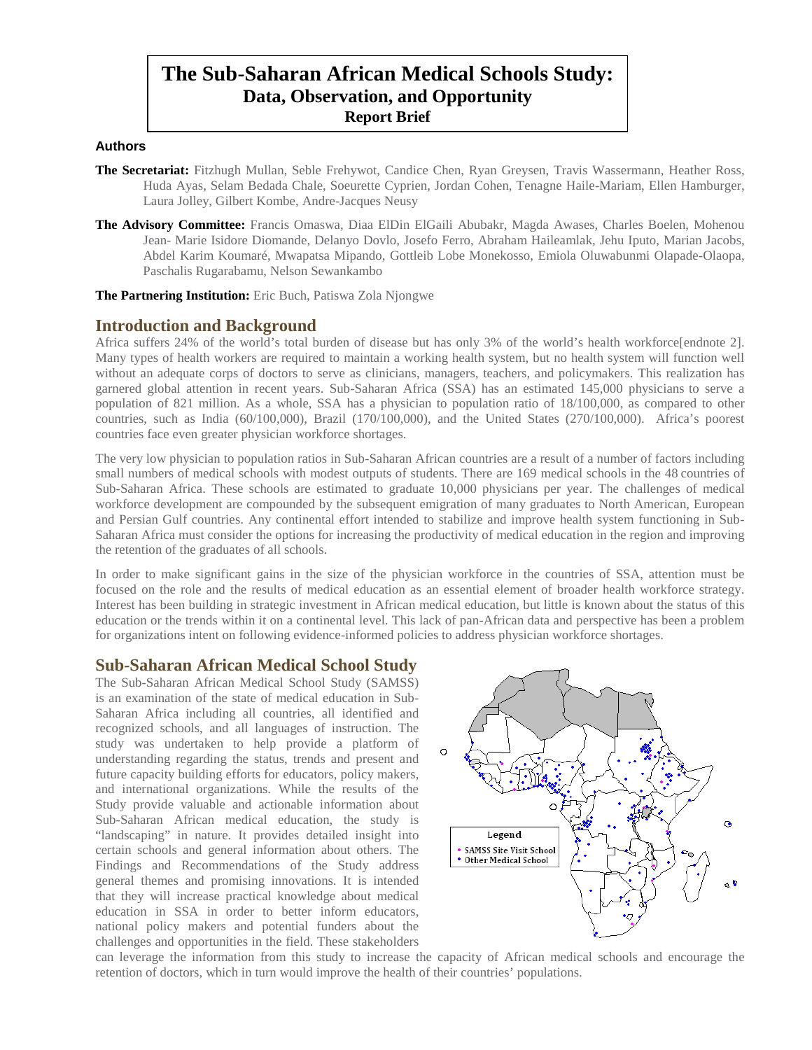# The Sub-Saharan African Medical Schools Study: Data, Observation, and Opportunity

**Report Brief**

### Authors

**The Secretariat:** Fitzhugh Mullan, Seble Frehywot, Candice Chen, Ryan Greysen, Travis Wassermann, Heather Ross, Huda Ayas, Selam Bedada Chale, Soeurette Cyprien, Jordan Cohen, Tenagne Haile-Mariam, Ellen Hamburger, Laura Jolley, Gilbert Kombe, Andre-Jacques Neusy

**The Advisory Committee:** Francis Omaswa, Diaa ElDin ElGaili Abubakr, Magda Awases, Charles Boelen, Mohenou Jean- Marie Isidore Diomande, Delanyo Dovlo, Josefo Ferro, Abraham Haileamlak, Jehu Iputo, Marian Jacobs, Abdel Karim Koumaré, Mwapatsa Mipando, Gottleib Lobe Monekosso, Emiola Oluwabunmi Olapade-Olaopa, Paschalis Rugarabamu, Nelson Sewankambo

**The Partnering Institution:** Eric Buch, Patiswa Zola Njongwe

## Introduction and Background

Africa suffers 24% of the world's total burden of disease but has only 3% of the world's health workforce[endnote 2]. Many types of health workers are required to maintain a working health system, but no health system will function well without an adequate corps of doctors to serve as clinicians, managers, teachers, and policymakers. This realization has garnered global attention in recent years. Sub-Saharan Africa (SSA) has an estimated 145,000 physicians to serve a population of 821 million. As a whole, SSA has a physician to population ratio of 18/100,000, as compared to other countries, such as India (60/100,000), Brazil (170/100,000), and the United States (270/100,000). Africa's poorest countries face even greater physician workforce shortages.

The very low physician to population ratios in Sub-Saharan African countries are a result of a number of factors including small numbers of medical schools with modest outputs of students. There are 169 medical schools in the 48 countries of Sub-Saharan Africa. These schools are estimated to graduate 10,000 physicians per year. The challenges of medical workforce development are compounded by the subsequent emigration of many graduates to North American, European and Persian Gulf countries. Any continental effort intended to stabilize and improve health system functioning in Sub-Saharan Africa must consider the options for increasing the productivity of medical education in the region and improving the retention of the graduates of all schools.

In order to make significant gains in the size of the physician workforce in the countries of SSA, attention must be focused on the role and the results of medical education as an essential element of broader health workforce strategy. Interest has been building in strategic investment in African medical education, but little is known about the status of this education or the trends within it on a continental level. This lack of pan-African data and perspective has been a problem for organizations intent on following evidence-informed policies to address physician workforce shortages.

## Sub-Saharan African Medical School Study

The Sub-Saharan African Medical School Study (SAMSS) is an examination of the state of medical education in Sub-Saharan Africa including all countries, all identified and recognized schools, and all languages of instruction. The study was undertaken to help provide a platform of understanding regarding the status, trends and present and future capacity building efforts for educators, policy makers, and international organizations. While the results of the Study provide valuable and actionable information about Sub-Saharan African medical education, the study is "landscaping" in nature. It provides detailed insight into certain schools and general information about others. The Findings and Recommendations of the Study address general themes and promising innovations. It is intended that they will increase practical knowledge about medical education in SSA in order to better inform educators, national policy makers and potential funders about the challenges and opportunities in the field. These stakeholders can leverage the information from this study to increase the capacity of African medical schools and encourage the retention of doctors, which in turn would improve the health of their countries' populations.

Legend
- SAMSS Site Visit School
- Other Medical School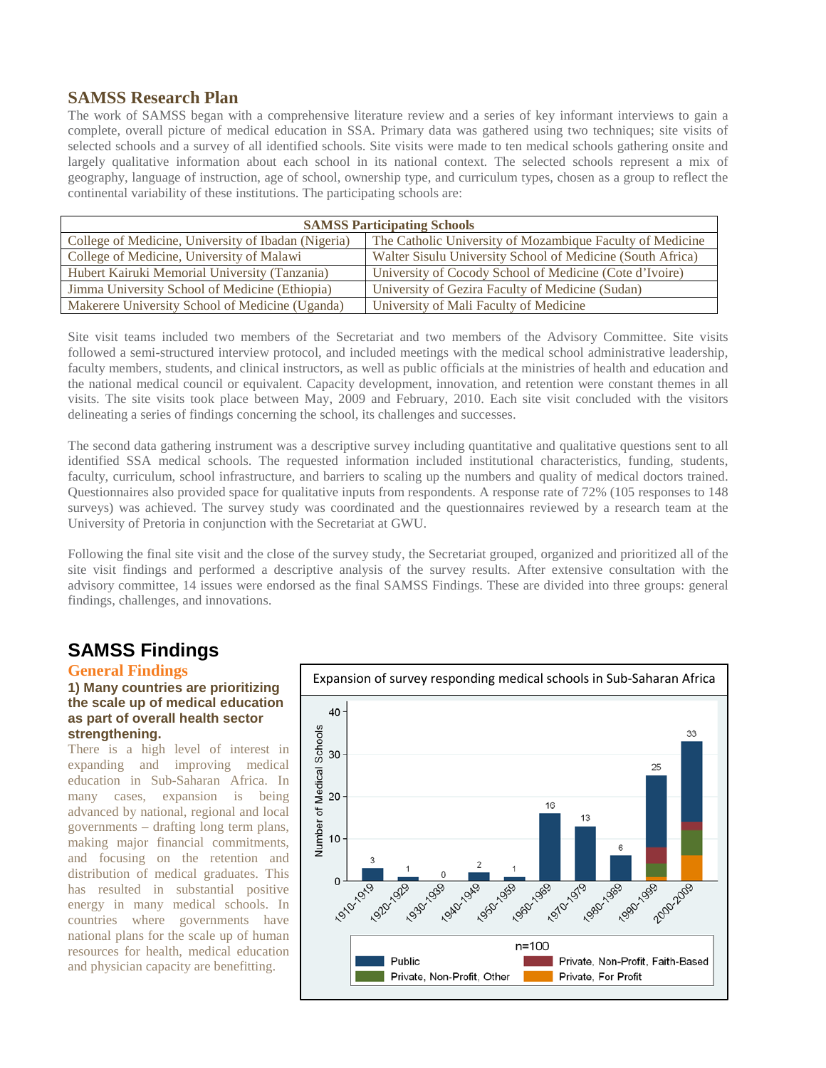## SAMSS Research Plan

The work of SAMSS began with a comprehensive literature review and a series of key informant interviews to gain a complete, overall picture of medical education in SSA. Primary data was gathered using two techniques; site visits of selected schools and a survey of all identified schools. Site visits were made to ten medical schools gathering onsite and largely qualitative information about each school in its national context. The selected schools represent a mix of geography, language of instruction, age of school, ownership type, and curriculum types, chosen as a group to reflect the continental variability of these institutions. The participating schools are:

| SAMSS Participating Schools | |
|---|---|
| College of Medicine, University of Ibadan (Nigeria) | The Catholic University of Mozambique Faculty of Medicine |
| College of Medicine, University of Malawi | Walter Sisulu University School of Medicine (South Africa) |
| Hubert Kairuki Memorial University (Tanzania) | University of Cocody School of Medicine (Cote d'Ivoire) |
| Jimma University School of Medicine (Ethiopia) | University of Gezira Faculty of Medicine (Sudan) |
| Makerere University School of Medicine (Uganda) | University of Mali Faculty of Medicine |

Site visit teams included two members of the Secretariat and two members of the Advisory Committee. Site visits followed a semi-structured interview protocol, and included meetings with the medical school administrative leadership, faculty members, students, and clinical instructors, as well as public officials at the ministries of health and education and the national medical council or equivalent. Capacity development, innovation, and retention were constant themes in all visits. The site visits took place between May, 2009 and February, 2010. Each site visit concluded with the visitors delineating a series of findings concerning the school, its challenges and successes.

The second data gathering instrument was a descriptive survey including quantitative and qualitative questions sent to all identified SSA medical schools. The requested information included institutional characteristics, funding, students, faculty, curriculum, school infrastructure, and barriers to scaling up the numbers and quality of medical doctors trained. Questionnaires also provided space for qualitative inputs from respondents. A response rate of 72% (105 responses to 148 surveys) was achieved. The survey study was coordinated and the questionnaires reviewed by a research team at the University of Pretoria in conjunction with the Secretariat at GWU.

Following the final site visit and the close of the survey study, the Secretariat grouped, organized and prioritized all of the site visit findings and performed a descriptive analysis of the survey results. After extensive consultation with the advisory committee, 14 issues were endorsed as the final SAMSS Findings. These are divided into three groups: general findings, challenges, and innovations.

# SAMSS Findings

## General Findings

**1) Many countries are prioritizing the scale up of medical education as part of overall health sector strengthening.**

There is a high level of interest in expanding and improving medical education in Sub-Saharan Africa. In many cases, expansion is being advanced by national, regional and local governments – drafting long term plans, making major financial commitments, and focusing on the retention and distribution of medical graduates. This has resulted in substantial positive energy in many medical schools. In countries where governments have national plans for the scale up of human resources for health, medical education and physician capacity are benefitting.

**Expansion of survey responding medical schools in Sub-Saharan Africa**

| Decade | Number of Medical Schools |
|---|---|
| 1910-1919 | 3 |
| 1920-1929 | 1 |
| 1930-1939 | 0 |
| 1940-1949 | 2 |
| 1950-1959 | 1 |
| 1960-1969 | 16 |
| 1970-1979 | 13 |
| 1980-1989 | 6 |
| 1990-1999 | 25 |
| 2000-2009 | 33 |

n=100

Legend: Public; Private, Non-Profit, Faith-Based; Private, Non-Profit, Other; Private, For Profit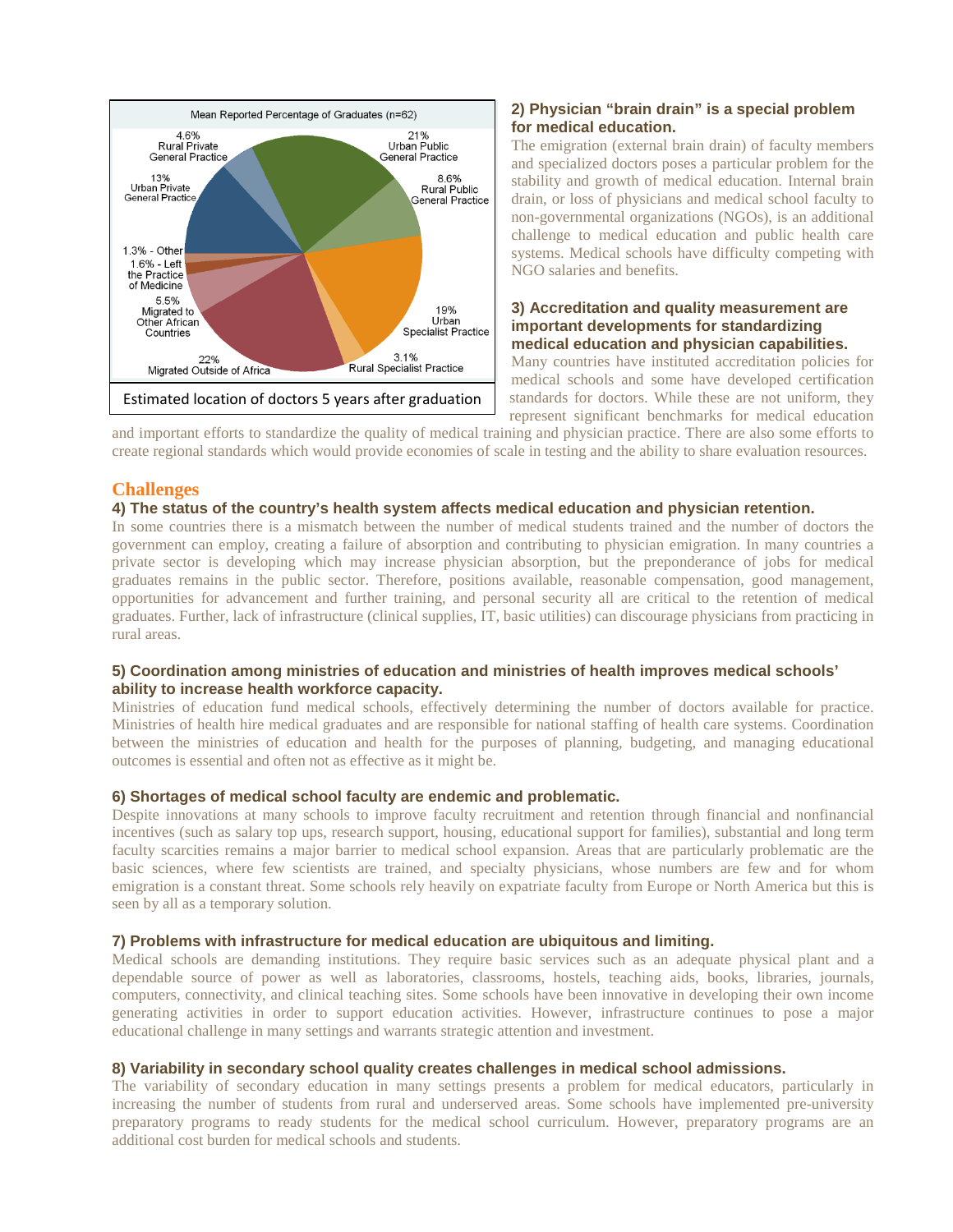Mean Reported Percentage of Graduates (n=62)

| Location | Percentage |
|---|---|
| Urban Public General Practice | 21% |
| Rural Public General Practice | 8.6% |
| Urban Specialist Practice | 19% |
| Rural Specialist Practice | 3.1% |
| Migrated Outside of Africa | 22% |
| Migrated to Other African Countries | 5.5% |
| Left the Practice of Medicine | 1.6% |
| Other | 1.3% |
| Urban Private General Practice | 13% |
| Rural Private General Practice | 4.6% |

Estimated location of doctors 5 years after graduation

### 2) Physician "brain drain" is a special problem for medical education.

The emigration (external brain drain) of faculty members and specialized doctors poses a particular problem for the stability and growth of medical education. Internal brain drain, or loss of physicians and medical school faculty to non-governmental organizations (NGOs), is an additional challenge to medical education and public health care systems. Medical schools have difficulty competing with NGO salaries and benefits.

### 3) Accreditation and quality measurement are important developments for standardizing medical education and physician capabilities.

Many countries have instituted accreditation policies for medical schools and some have developed certification standards for doctors. While these are not uniform, they represent significant benchmarks for medical education and important efforts to standardize the quality of medical training and physician practice. There are also some efforts to create regional standards which would provide economies of scale in testing and the ability to share evaluation resources.

## Challenges

### 4) The status of the country's health system affects medical education and physician retention.

In some countries there is a mismatch between the number of medical students trained and the number of doctors the government can employ, creating a failure of absorption and contributing to physician emigration. In many countries a private sector is developing which may increase physician absorption, but the preponderance of jobs for medical graduates remains in the public sector. Therefore, positions available, reasonable compensation, good management, opportunities for advancement and further training, and personal security all are critical to the retention of medical graduates. Further, lack of infrastructure (clinical supplies, IT, basic utilities) can discourage physicians from practicing in rural areas.

### 5) Coordination among ministries of education and ministries of health improves medical schools' ability to increase health workforce capacity.

Ministries of education fund medical schools, effectively determining the number of doctors available for practice. Ministries of health hire medical graduates and are responsible for national staffing of health care systems. Coordination between the ministries of education and health for the purposes of planning, budgeting, and managing educational outcomes is essential and often not as effective as it might be.

### 6) Shortages of medical school faculty are endemic and problematic.

Despite innovations at many schools to improve faculty recruitment and retention through financial and nonfinancial incentives (such as salary top ups, research support, housing, educational support for families), substantial and long term faculty scarcities remains a major barrier to medical school expansion. Areas that are particularly problematic are the basic sciences, where few scientists are trained, and specialty physicians, whose numbers are few and for whom emigration is a constant threat. Some schools rely heavily on expatriate faculty from Europe or North America but this is seen by all as a temporary solution.

### 7) Problems with infrastructure for medical education are ubiquitous and limiting.

Medical schools are demanding institutions. They require basic services such as an adequate physical plant and a dependable source of power as well as laboratories, classrooms, hostels, teaching aids, books, libraries, journals, computers, connectivity, and clinical teaching sites. Some schools have been innovative in developing their own income generating activities in order to support education activities. However, infrastructure continues to pose a major educational challenge in many settings and warrants strategic attention and investment.

### 8) Variability in secondary school quality creates challenges in medical school admissions.

The variability of secondary education in many settings presents a problem for medical educators, particularly in increasing the number of students from rural and underserved areas. Some schools have implemented pre-university preparatory programs to ready students for the medical school curriculum. However, preparatory programs are an additional cost burden for medical schools and students.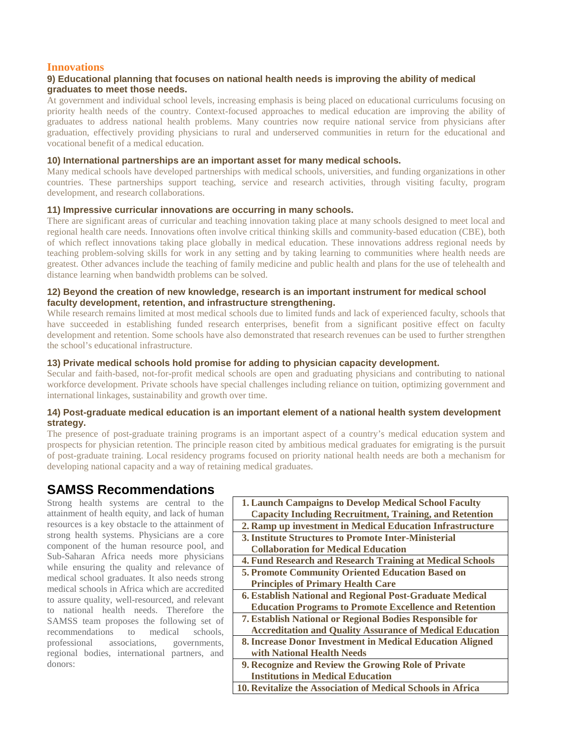## Innovations

### 9) Educational planning that focuses on national health needs is improving the ability of medical graduates to meet those needs.

At government and individual school levels, increasing emphasis is being placed on educational curriculums focusing on priority health needs of the country. Context-focused approaches to medical education are improving the ability of graduates to address national health problems. Many countries now require national service from physicians after graduation, effectively providing physicians to rural and underserved communities in return for the educational and vocational benefit of a medical education.

### 10) International partnerships are an important asset for many medical schools.

Many medical schools have developed partnerships with medical schools, universities, and funding organizations in other countries. These partnerships support teaching, service and research activities, through visiting faculty, program development, and research collaborations.

### 11) Impressive curricular innovations are occurring in many schools.

There are significant areas of curricular and teaching innovation taking place at many schools designed to meet local and regional health care needs. Innovations often involve critical thinking skills and community-based education (CBE), both of which reflect innovations taking place globally in medical education. These innovations address regional needs by teaching problem-solving skills for work in any setting and by taking learning to communities where health needs are greatest. Other advances include the teaching of family medicine and public health and plans for the use of telehealth and distance learning when bandwidth problems can be solved.

### 12) Beyond the creation of new knowledge, research is an important instrument for medical school faculty development, retention, and infrastructure strengthening.

While research remains limited at most medical schools due to limited funds and lack of experienced faculty, schools that have succeeded in establishing funded research enterprises, benefit from a significant positive effect on faculty development and retention. Some schools have also demonstrated that research revenues can be used to further strengthen the school's educational infrastructure.

### 13) Private medical schools hold promise for adding to physician capacity development.

Secular and faith-based, not-for-profit medical schools are open and graduating physicians and contributing to national workforce development. Private schools have special challenges including reliance on tuition, optimizing government and international linkages, sustainability and growth over time.

### 14) Post-graduate medical education is an important element of a national health system development strategy.

The presence of post-graduate training programs is an important aspect of a country's medical education system and prospects for physician retention. The principle reason cited by ambitious medical graduates for emigrating is the pursuit of post-graduate training. Local residency programs focused on priority national health needs are both a mechanism for developing national capacity and a way of retaining medical graduates.

## SAMSS Recommendations

Strong health systems are central to the attainment of health equity, and lack of human resources is a key obstacle to the attainment of strong health systems. Physicians are a core component of the human resource pool, and Sub-Saharan Africa needs more physicians while ensuring the quality and relevance of medical school graduates. It also needs strong medical schools in Africa which are accredited to assure quality, well-resourced, and relevant to national health needs. Therefore the SAMSS team proposes the following set of recommendations to medical schools, professional associations, governments, regional bodies, international partners, and donors:

| |
|---|
| **1. Launch Campaigns to Develop Medical School Faculty Capacity Including Recruitment, Training, and Retention** |
| **2. Ramp up investment in Medical Education Infrastructure** |
| **3. Institute Structures to Promote Inter-Ministerial Collaboration for Medical Education** |
| **4. Fund Research and Research Training at Medical Schools** |
| **5. Promote Community Oriented Education Based on Principles of Primary Health Care** |
| **6. Establish National and Regional Post-Graduate Medical Education Programs to Promote Excellence and Retention** |
| **7. Establish National or Regional Bodies Responsible for Accreditation and Quality Assurance of Medical Education** |
| **8. Increase Donor Investment in Medical Education Aligned with National Health Needs** |
| **9. Recognize and Review the Growing Role of Private Institutions in Medical Education** |
| **10. Revitalize the Association of Medical Schools in Africa** |